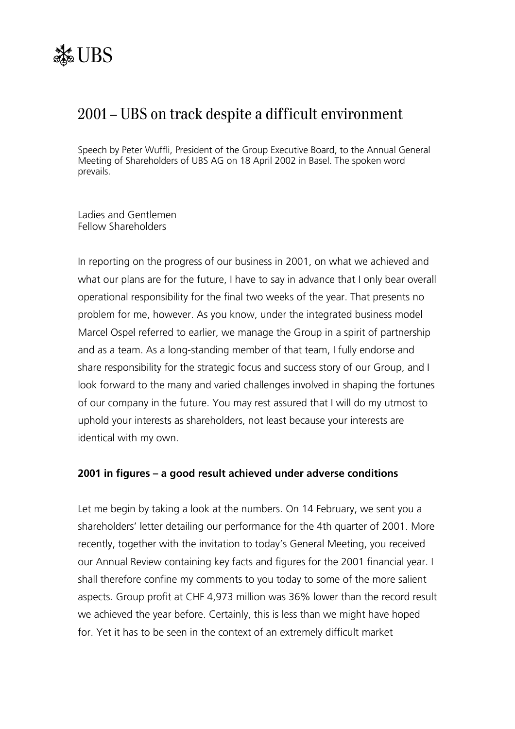UBS

# 2001 – UBS on track despite a difficult environment

Speech by Peter Wuffli, President of the Group Executive Board, to the Annual General Meeting of Shareholders of UBS AG on 18 April 2002 in Basel. The spoken word prevails.

Ladies and Gentlemen
Fellow Shareholders

In reporting on the progress of our business in 2001, on what we achieved and what our plans are for the future, I have to say in advance that I only bear overall operational responsibility for the final two weeks of the year. That presents no problem for me, however. As you know, under the integrated business model Marcel Ospel referred to earlier, we manage the Group in a spirit of partnership and as a team. As a long-standing member of that team, I fully endorse and share responsibility for the strategic focus and success story of our Group, and I look forward to the many and varied challenges involved in shaping the fortunes of our company in the future. You may rest assured that I will do my utmost to uphold your interests as shareholders, not least because your interests are identical with my own.

## 2001 in figures – a good result achieved under adverse conditions

Let me begin by taking a look at the numbers. On 14 February, we sent you a shareholders' letter detailing our performance for the 4th quarter of 2001. More recently, together with the invitation to today's General Meeting, you received our Annual Review containing key facts and figures for the 2001 financial year. I shall therefore confine my comments to you today to some of the more salient aspects. Group profit at CHF 4,973 million was 36% lower than the record result we achieved the year before. Certainly, this is less than we might have hoped for. Yet it has to be seen in the context of an extremely difficult market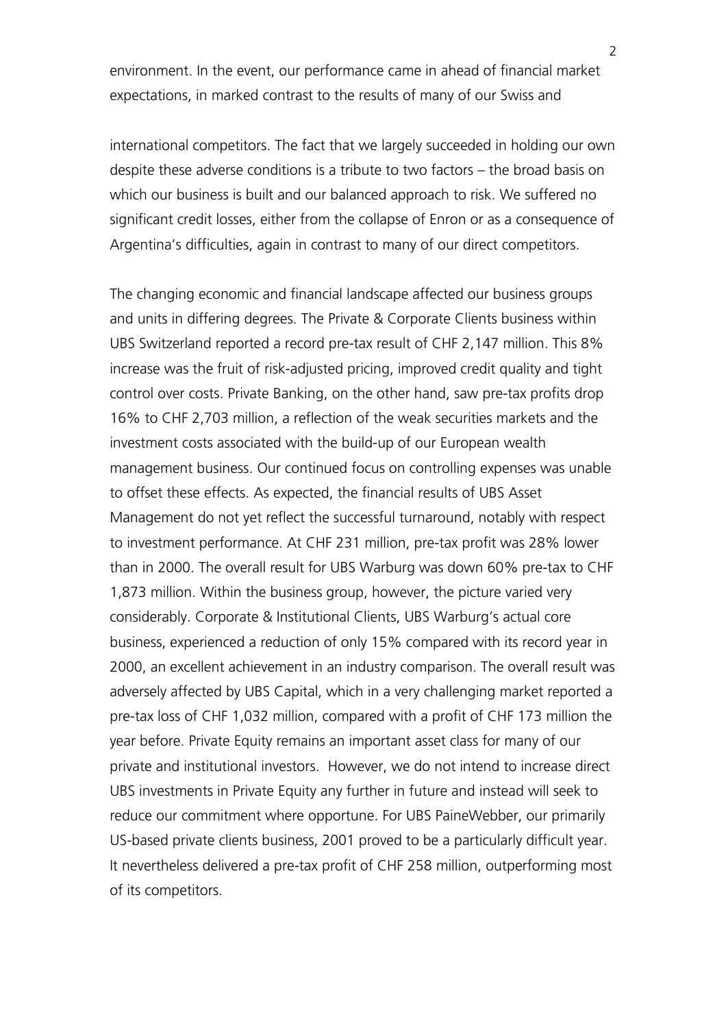environment. In the event, our performance came in ahead of financial market expectations, in marked contrast to the results of many of our Swiss and

international competitors. The fact that we largely succeeded in holding our own despite these adverse conditions is a tribute to two factors – the broad basis on which our business is built and our balanced approach to risk. We suffered no significant credit losses, either from the collapse of Enron or as a consequence of Argentina's difficulties, again in contrast to many of our direct competitors.

The changing economic and financial landscape affected our business groups and units in differing degrees. The Private & Corporate Clients business within UBS Switzerland reported a record pre-tax result of CHF 2,147 million. This 8% increase was the fruit of risk-adjusted pricing, improved credit quality and tight control over costs. Private Banking, on the other hand, saw pre-tax profits drop 16% to CHF 2,703 million, a reflection of the weak securities markets and the investment costs associated with the build-up of our European wealth management business. Our continued focus on controlling expenses was unable to offset these effects. As expected, the financial results of UBS Asset Management do not yet reflect the successful turnaround, notably with respect to investment performance. At CHF 231 million, pre-tax profit was 28% lower than in 2000. The overall result for UBS Warburg was down 60% pre-tax to CHF 1,873 million. Within the business group, however, the picture varied very considerably. Corporate & Institutional Clients, UBS Warburg's actual core business, experienced a reduction of only 15% compared with its record year in 2000, an excellent achievement in an industry comparison. The overall result was adversely affected by UBS Capital, which in a very challenging market reported a pre-tax loss of CHF 1,032 million, compared with a profit of CHF 173 million the year before. Private Equity remains an important asset class for many of our private and institutional investors. However, we do not intend to increase direct UBS investments in Private Equity any further in future and instead will seek to reduce our commitment where opportune. For UBS PaineWebber, our primarily US-based private clients business, 2001 proved to be a particularly difficult year. It nevertheless delivered a pre-tax profit of CHF 258 million, outperforming most of its competitors.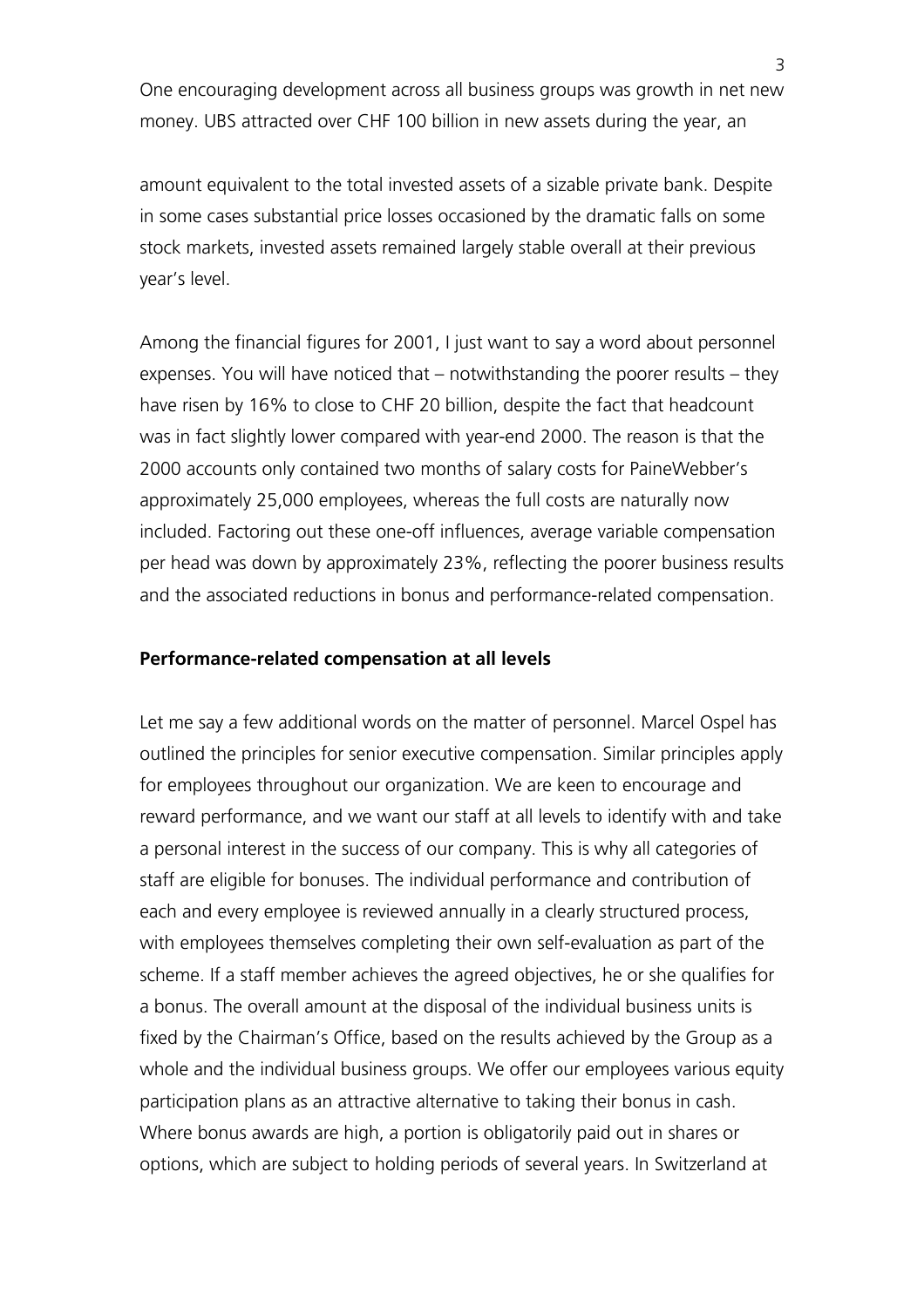One encouraging development across all business groups was growth in net new money. UBS attracted over CHF 100 billion in new assets during the year, an amount equivalent to the total invested assets of a sizable private bank. Despite in some cases substantial price losses occasioned by the dramatic falls on some stock markets, invested assets remained largely stable overall at their previous year's level.

Among the financial figures for 2001, I just want to say a word about personnel expenses. You will have noticed that – notwithstanding the poorer results – they have risen by 16% to close to CHF 20 billion, despite the fact that headcount was in fact slightly lower compared with year-end 2000. The reason is that the 2000 accounts only contained two months of salary costs for PaineWebber's approximately 25,000 employees, whereas the full costs are naturally now included. Factoring out these one-off influences, average variable compensation per head was down by approximately 23%, reflecting the poorer business results and the associated reductions in bonus and performance-related compensation.

**Performance-related compensation at all levels**

Let me say a few additional words on the matter of personnel. Marcel Ospel has outlined the principles for senior executive compensation. Similar principles apply for employees throughout our organization. We are keen to encourage and reward performance, and we want our staff at all levels to identify with and take a personal interest in the success of our company. This is why all categories of staff are eligible for bonuses. The individual performance and contribution of each and every employee is reviewed annually in a clearly structured process, with employees themselves completing their own self-evaluation as part of the scheme. If a staff member achieves the agreed objectives, he or she qualifies for a bonus. The overall amount at the disposal of the individual business units is fixed by the Chairman's Office, based on the results achieved by the Group as a whole and the individual business groups. We offer our employees various equity participation plans as an attractive alternative to taking their bonus in cash. Where bonus awards are high, a portion is obligatorily paid out in shares or options, which are subject to holding periods of several years. In Switzerland at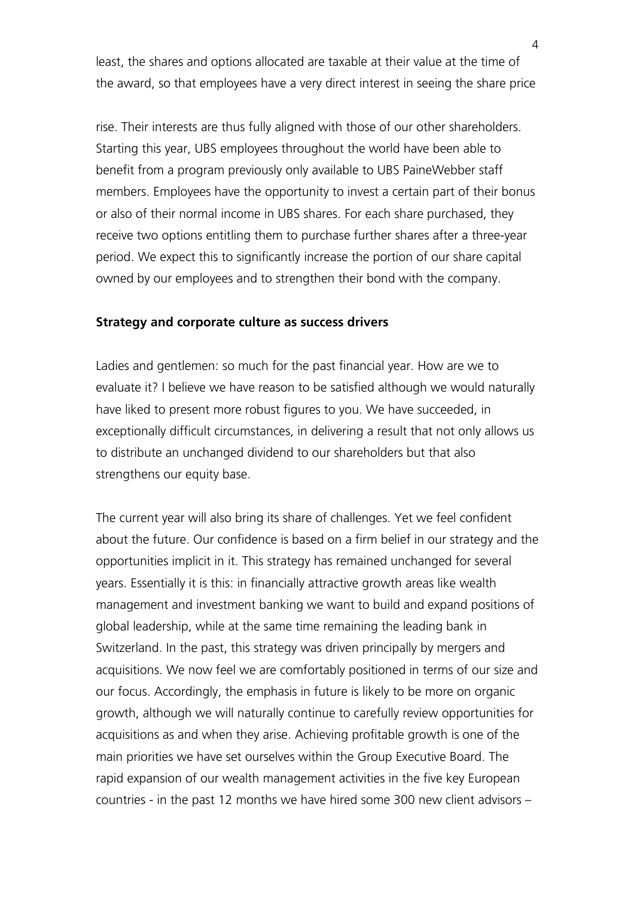least, the shares and options allocated are taxable at their value at the time of the award, so that employees have a very direct interest in seeing the share price

rise. Their interests are thus fully aligned with those of our other shareholders. Starting this year, UBS employees throughout the world have been able to benefit from a program previously only available to UBS PaineWebber staff members. Employees have the opportunity to invest a certain part of their bonus or also of their normal income in UBS shares. For each share purchased, they receive two options entitling them to purchase further shares after a three-year period. We expect this to significantly increase the portion of our share capital owned by our employees and to strengthen their bond with the company.

**Strategy and corporate culture as success drivers**

Ladies and gentlemen: so much for the past financial year. How are we to evaluate it? I believe we have reason to be satisfied although we would naturally have liked to present more robust figures to you. We have succeeded, in exceptionally difficult circumstances, in delivering a result that not only allows us to distribute an unchanged dividend to our shareholders but that also strengthens our equity base.

The current year will also bring its share of challenges. Yet we feel confident about the future. Our confidence is based on a firm belief in our strategy and the opportunities implicit in it. This strategy has remained unchanged for several years. Essentially it is this: in financially attractive growth areas like wealth management and investment banking we want to build and expand positions of global leadership, while at the same time remaining the leading bank in Switzerland. In the past, this strategy was driven principally by mergers and acquisitions. We now feel we are comfortably positioned in terms of our size and our focus. Accordingly, the emphasis in future is likely to be more on organic growth, although we will naturally continue to carefully review opportunities for acquisitions as and when they arise. Achieving profitable growth is one of the main priorities we have set ourselves within the Group Executive Board. The rapid expansion of our wealth management activities in the five key European countries - in the past 12 months we have hired some 300 new client advisors –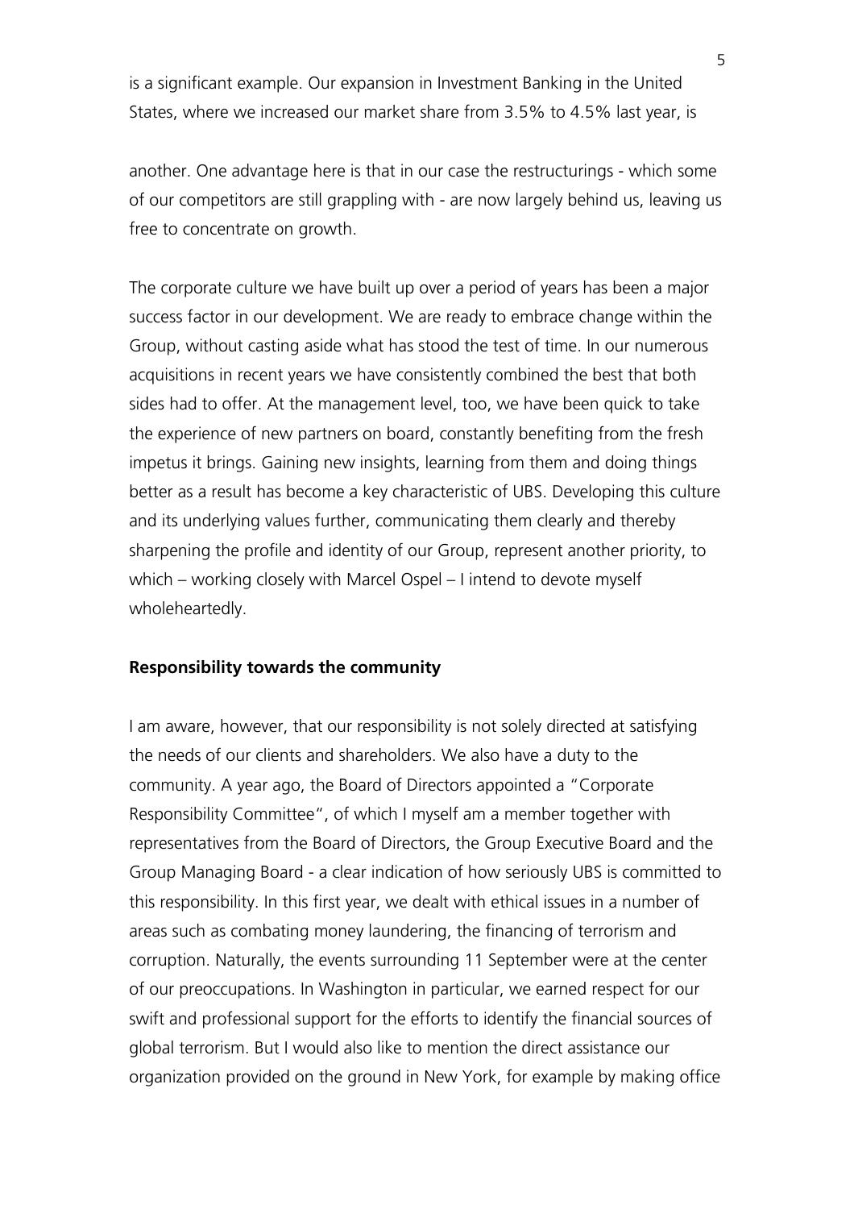is a significant example. Our expansion in Investment Banking in the United States, where we increased our market share from 3.5% to 4.5% last year, is

another. One advantage here is that in our case the restructurings - which some of our competitors are still grappling with - are now largely behind us, leaving us free to concentrate on growth.

The corporate culture we have built up over a period of years has been a major success factor in our development. We are ready to embrace change within the Group, without casting aside what has stood the test of time. In our numerous acquisitions in recent years we have consistently combined the best that both sides had to offer. At the management level, too, we have been quick to take the experience of new partners on board, constantly benefiting from the fresh impetus it brings. Gaining new insights, learning from them and doing things better as a result has become a key characteristic of UBS. Developing this culture and its underlying values further, communicating them clearly and thereby sharpening the profile and identity of our Group, represent another priority, to which – working closely with Marcel Ospel – I intend to devote myself wholeheartedly.

**Responsibility towards the community**

I am aware, however, that our responsibility is not solely directed at satisfying the needs of our clients and shareholders. We also have a duty to the community. A year ago, the Board of Directors appointed a "Corporate Responsibility Committee", of which I myself am a member together with representatives from the Board of Directors, the Group Executive Board and the Group Managing Board - a clear indication of how seriously UBS is committed to this responsibility. In this first year, we dealt with ethical issues in a number of areas such as combating money laundering, the financing of terrorism and corruption. Naturally, the events surrounding 11 September were at the center of our preoccupations. In Washington in particular, we earned respect for our swift and professional support for the efforts to identify the financial sources of global terrorism. But I would also like to mention the direct assistance our organization provided on the ground in New York, for example by making office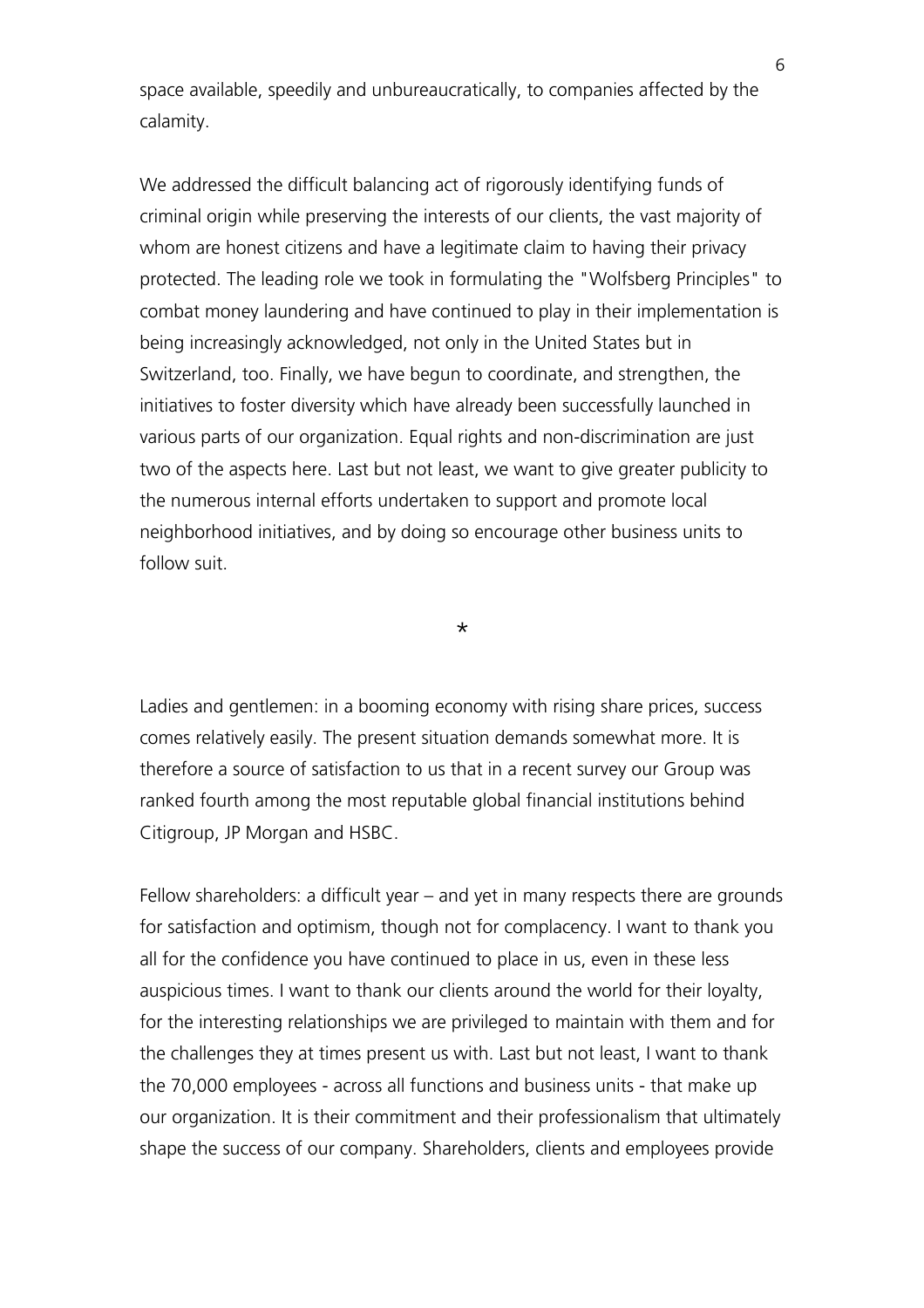space available, speedily and unbureaucratically, to companies affected by the calamity.

We addressed the difficult balancing act of rigorously identifying funds of criminal origin while preserving the interests of our clients, the vast majority of whom are honest citizens and have a legitimate claim to having their privacy protected. The leading role we took in formulating the "Wolfsberg Principles" to combat money laundering and have continued to play in their implementation is being increasingly acknowledged, not only in the United States but in Switzerland, too. Finally, we have begun to coordinate, and strengthen, the initiatives to foster diversity which have already been successfully launched in various parts of our organization. Equal rights and non-discrimination are just two of the aspects here. Last but not least, we want to give greater publicity to the numerous internal efforts undertaken to support and promote local neighborhood initiatives, and by doing so encourage other business units to follow suit.

*

Ladies and gentlemen: in a booming economy with rising share prices, success comes relatively easily. The present situation demands somewhat more. It is therefore a source of satisfaction to us that in a recent survey our Group was ranked fourth among the most reputable global financial institutions behind Citigroup, JP Morgan and HSBC.

Fellow shareholders: a difficult year – and yet in many respects there are grounds for satisfaction and optimism, though not for complacency. I want to thank you all for the confidence you have continued to place in us, even in these less auspicious times. I want to thank our clients around the world for their loyalty, for the interesting relationships we are privileged to maintain with them and for the challenges they at times present us with. Last but not least, I want to thank the 70,000 employees - across all functions and business units - that make up our organization. It is their commitment and their professionalism that ultimately shape the success of our company. Shareholders, clients and employees provide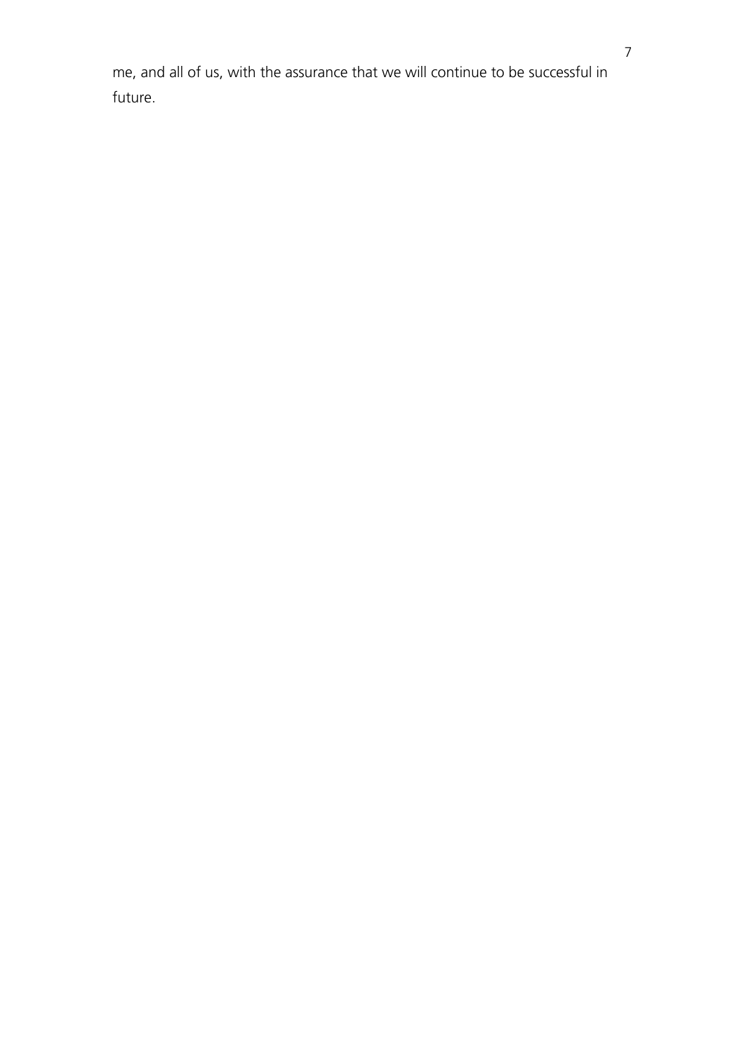me, and all of us, with the assurance that we will continue to be successful in future.